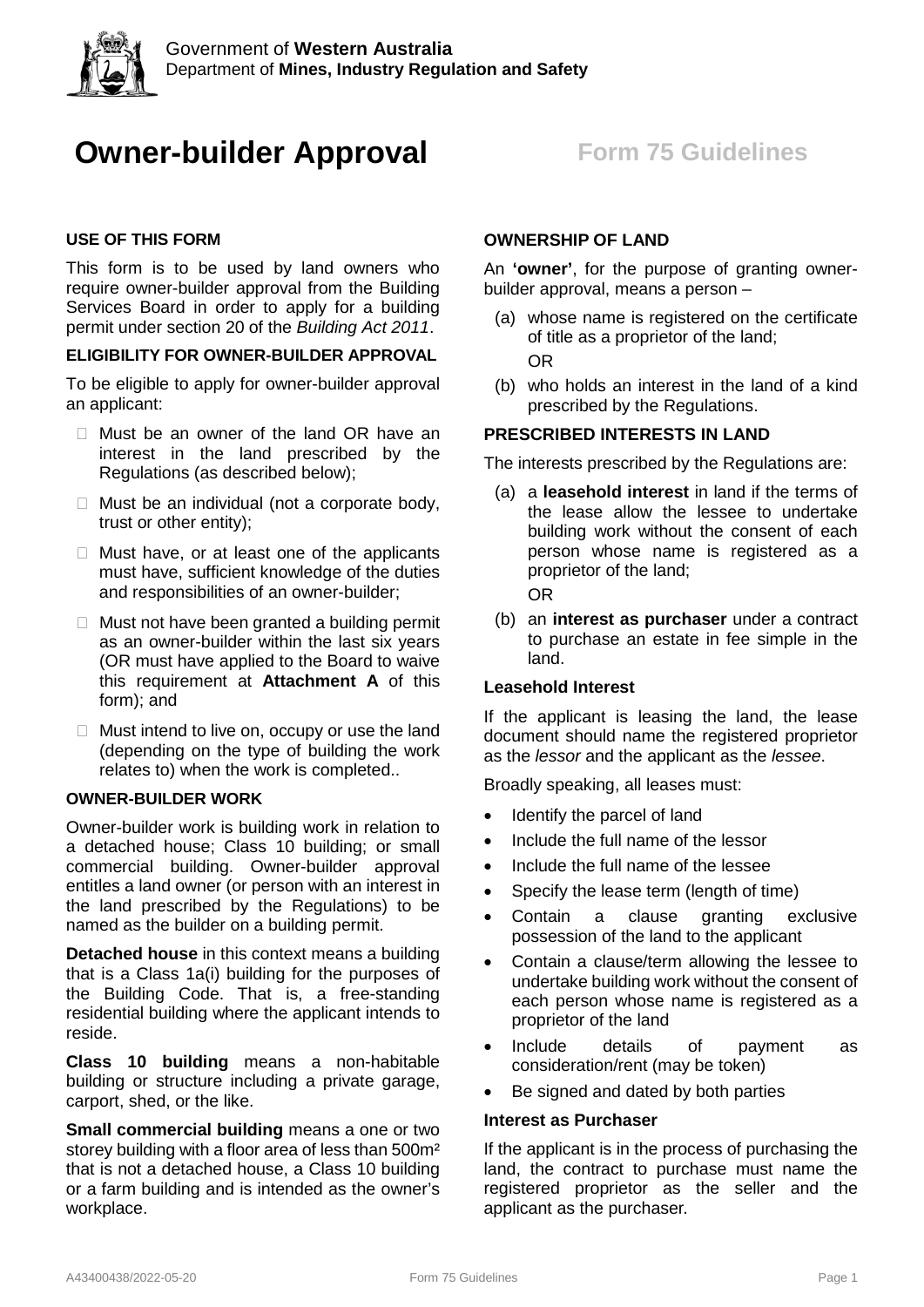Government of **Western Australia**
Department of **Mines, Industry Regulation and Safety**

# Owner-builder Approval

## Form 75 Guidelines

### USE OF THIS FORM

This form is to be used by land owners who require owner-builder approval from the Building Services Board in order to apply for a building permit under section 20 of the *Building Act 2011*.

### ELIGIBILITY FOR OWNER-BUILDER APPROVAL

To be eligible to apply for owner-builder approval an applicant:

- Must be an owner of the land OR have an interest in the land prescribed by the Regulations (as described below);
- Must be an individual (not a corporate body, trust or other entity);
- Must have, or at least one of the applicants must have, sufficient knowledge of the duties and responsibilities of an owner-builder;
- Must not have been granted a building permit as an owner-builder within the last six years (OR must have applied to the Board to waive this requirement at **Attachment A** of this form); and
- Must intend to live on, occupy or use the land (depending on the type of building the work relates to) when the work is completed..

### OWNER-BUILDER WORK

Owner-builder work is building work in relation to a detached house; Class 10 building; or small commercial building. Owner-builder approval entitles a land owner (or person with an interest in the land prescribed by the Regulations) to be named as the builder on a building permit.

**Detached house** in this context means a building that is a Class 1a(i) building for the purposes of the Building Code. That is, a free-standing residential building where the applicant intends to reside.

**Class 10 building** means a non-habitable building or structure including a private garage, carport, shed, or the like.

**Small commercial building** means a one or two storey building with a floor area of less than 500m² that is not a detached house, a Class 10 building or a farm building and is intended as the owner's workplace.

### OWNERSHIP OF LAND

An **'owner'**, for the purpose of granting owner-builder approval, means a person –

(a) whose name is registered on the certificate of title as a proprietor of the land;

OR

(b) who holds an interest in the land of a kind prescribed by the Regulations.

### PRESCRIBED INTERESTS IN LAND

The interests prescribed by the Regulations are:

(a) a **leasehold interest** in land if the terms of the lease allow the lessee to undertake building work without the consent of each person whose name is registered as a proprietor of the land;

OR

(b) an **interest as purchaser** under a contract to purchase an estate in fee simple in the land.

#### Leasehold Interest

If the applicant is leasing the land, the lease document should name the registered proprietor as the *lessor* and the applicant as the *lessee*.

Broadly speaking, all leases must:

- Identify the parcel of land
- Include the full name of the lessor
- Include the full name of the lessee
- Specify the lease term (length of time)
- Contain a clause granting exclusive possession of the land to the applicant
- Contain a clause/term allowing the lessee to undertake building work without the consent of each person whose name is registered as a proprietor of the land
- Include details of payment as consideration/rent (may be token)
- Be signed and dated by both parties

#### Interest as Purchaser

If the applicant is in the process of purchasing the land, the contract to purchase must name the registered proprietor as the seller and the applicant as the purchaser.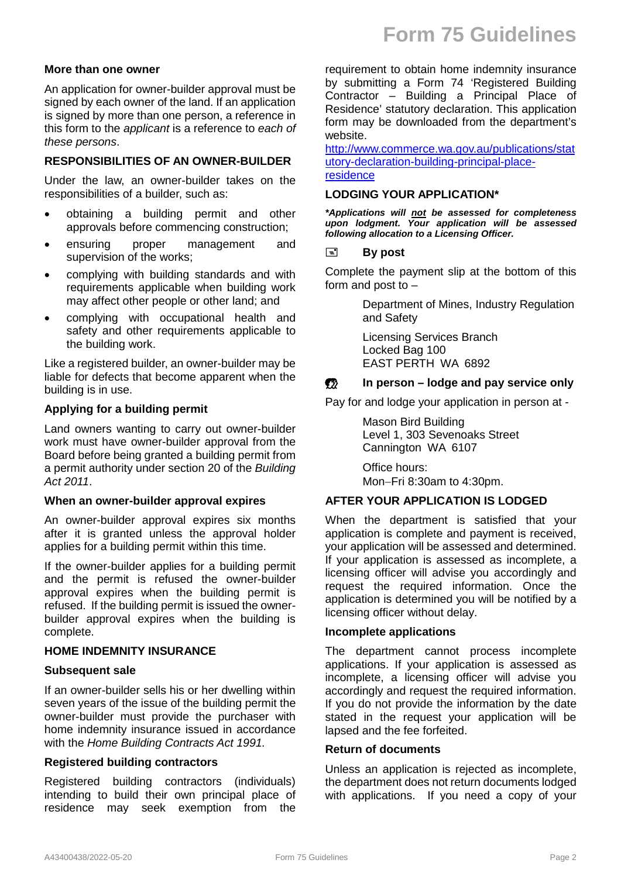### More than one owner

An application for owner-builder approval must be signed by each owner of the land. If an application is signed by more than one person, a reference in this form to the *applicant* is a reference to *each of these persons*.

## RESPONSIBILITIES OF AN OWNER-BUILDER

Under the law, an owner-builder takes on the responsibilities of a builder, such as:

- obtaining a building permit and other approvals before commencing construction;
- ensuring proper management and supervision of the works;
- complying with building standards and with requirements applicable when building work may affect other people or other land; and
- complying with occupational health and safety and other requirements applicable to the building work.

Like a registered builder, an owner-builder may be liable for defects that become apparent when the building is in use.

### Applying for a building permit

Land owners wanting to carry out owner-builder work must have owner-builder approval from the Board before being granted a building permit from a permit authority under section 20 of the *Building Act 2011*.

### When an owner-builder approval expires

An owner-builder approval expires six months after it is granted unless the approval holder applies for a building permit within this time.

If the owner-builder applies for a building permit and the permit is refused the owner-builder approval expires when the building permit is refused. If the building permit is issued the owner-builder approval expires when the building is complete.

## HOME INDEMNITY INSURANCE

### Subsequent sale

If an owner-builder sells his or her dwelling within seven years of the issue of the building permit the owner-builder must provide the purchaser with home indemnity insurance issued in accordance with the *Home Building Contracts Act 1991.*

### Registered building contractors

Registered building contractors (individuals) intending to build their own principal place of residence may seek exemption from the requirement to obtain home indemnity insurance by submitting a Form 74 'Registered Building Contractor – Building a Principal Place of Residence' statutory declaration. This application form may be downloaded from the department's website.
http://www.commerce.wa.gov.au/publications/statutory-declaration-building-principal-place-residence

## LODGING YOUR APPLICATION*

***Applications will not be assessed for completeness upon lodgment. Your application will be assessed following allocation to a Licensing Officer.***

### By post

Complete the payment slip at the bottom of this form and post to –

Department of Mines, Industry Regulation and Safety

Licensing Services Branch
Locked Bag 100
EAST PERTH WA 6892

### In person – lodge and pay service only

Pay for and lodge your application in person at -

Mason Bird Building
Level 1, 303 Sevenoaks Street
Cannington WA 6107

Office hours:
Mon–Fri 8:30am to 4:30pm.

## AFTER YOUR APPLICATION IS LODGED

When the department is satisfied that your application is complete and payment is received, your application will be assessed and determined. If your application is assessed as incomplete, a licensing officer will advise you accordingly and request the required information. Once the application is determined you will be notified by a licensing officer without delay.

### Incomplete applications

The department cannot process incomplete applications. If your application is assessed as incomplete, a licensing officer will advise you accordingly and request the required information. If you do not provide the information by the date stated in the request your application will be lapsed and the fee forfeited.

### Return of documents

Unless an application is rejected as incomplete, the department does not return documents lodged with applications. If you need a copy of your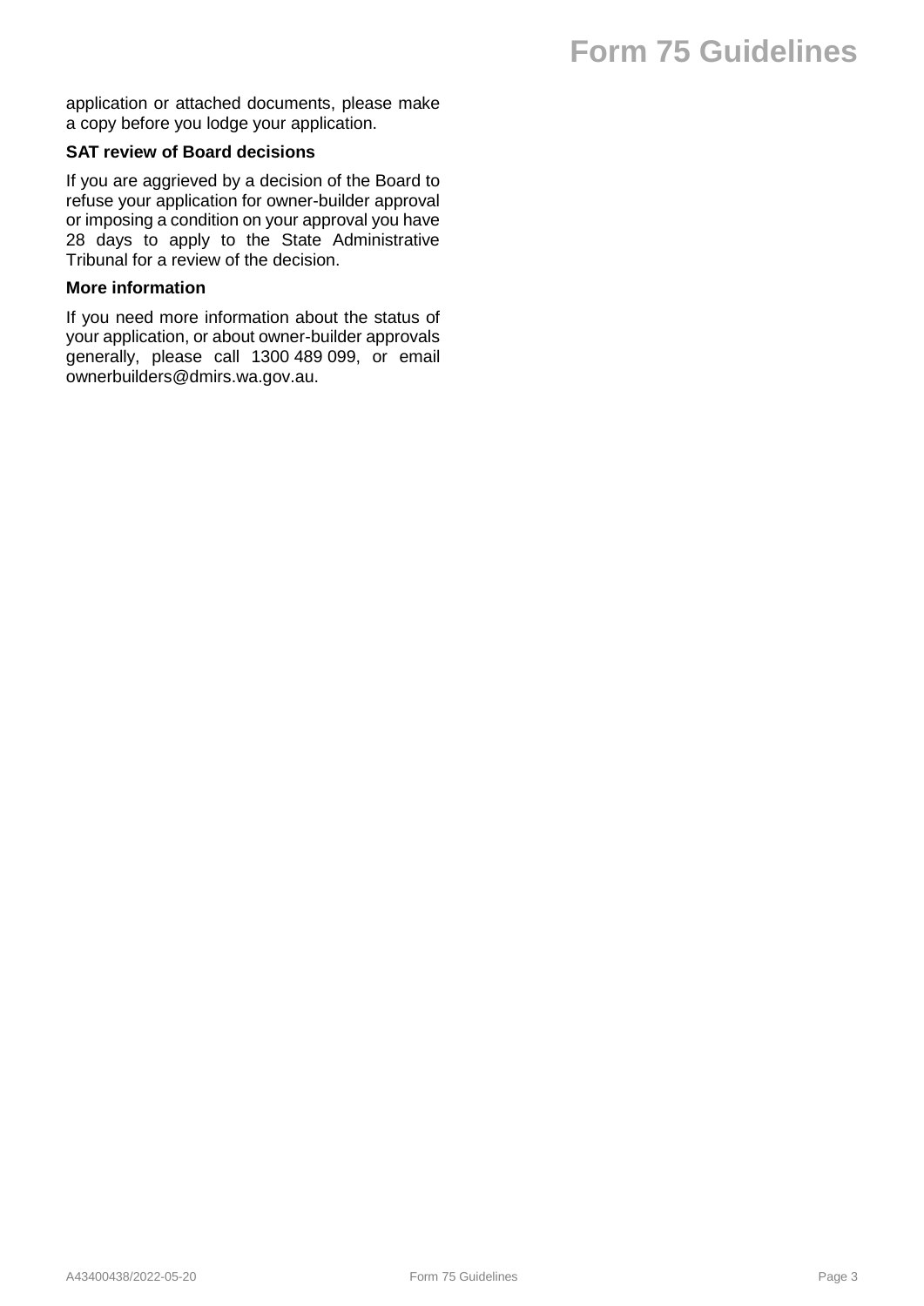application or attached documents, please make a copy before you lodge your application.

### SAT review of Board decisions

If you are aggrieved by a decision of the Board to refuse your application for owner-builder approval or imposing a condition on your approval you have 28 days to apply to the State Administrative Tribunal for a review of the decision.

### More information

If you need more information about the status of your application, or about owner-builder approvals generally, please call 1300 489 099, or email ownerbuilders@dmirs.wa.gov.au.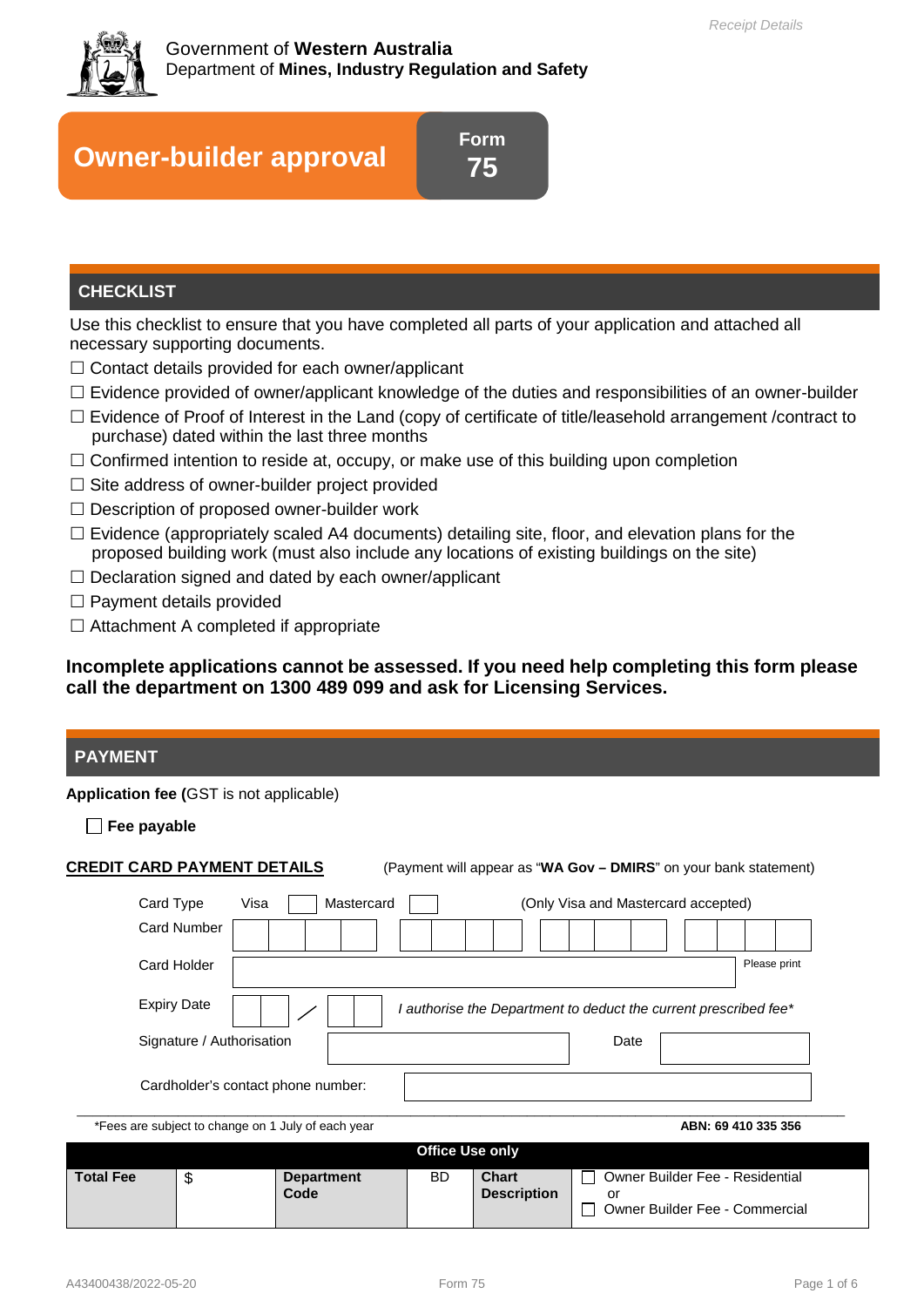Receipt Details

Government of **Western Australia**
Department of **Mines, Industry Regulation and Safety**

# Owner-builder approval

**Form 75**

## CHECKLIST

Use this checklist to ensure that you have completed all parts of your application and attached all necessary supporting documents.

- ☐ Contact details provided for each owner/applicant
- ☐ Evidence provided of owner/applicant knowledge of the duties and responsibilities of an owner-builder
- ☐ Evidence of Proof of Interest in the Land (copy of certificate of title/leasehold arrangement /contract to purchase) dated within the last three months
- ☐ Confirmed intention to reside at, occupy, or make use of this building upon completion
- ☐ Site address of owner-builder project provided
- ☐ Description of proposed owner-builder work
- ☐ Evidence (appropriately scaled A4 documents) detailing site, floor, and elevation plans for the proposed building work (must also include any locations of existing buildings on the site)
- ☐ Declaration signed and dated by each owner/applicant
- ☐ Payment details provided
- ☐ Attachment A completed if appropriate

**Incomplete applications cannot be assessed. If you need help completing this form please call the department on 1300 489 099 and ask for Licensing Services.**

## PAYMENT

**Application fee (**GST is not applicable)

☐ **Fee payable**

**CREDIT CARD PAYMENT DETAILS** (Payment will appear as "**WA Gov – DMIRS**" on your bank statement)

Card Type Visa ☐ Mastercard ☐ (Only Visa and Mastercard accepted)

Card Number

Card Holder _______________ Please print

Expiry Date __ __ / __ __ *I authorise the Department to deduct the current prescribed fee**

Signature / Authorisation _______________ Date _______________

Cardholder's contact phone number: _______________

*Fees are subject to change on 1 July of each year

**ABN: 69 410 335 356**

| Office Use only | | | | | |
|---|---|---|---|---|---|
| **Total Fee** | $ | **Department Code** | BD | **Chart Description** | ☐ Owner Builder Fee - Residential<br>or<br>☐ Owner Builder Fee - Commercial |

A43400438/2022-05-20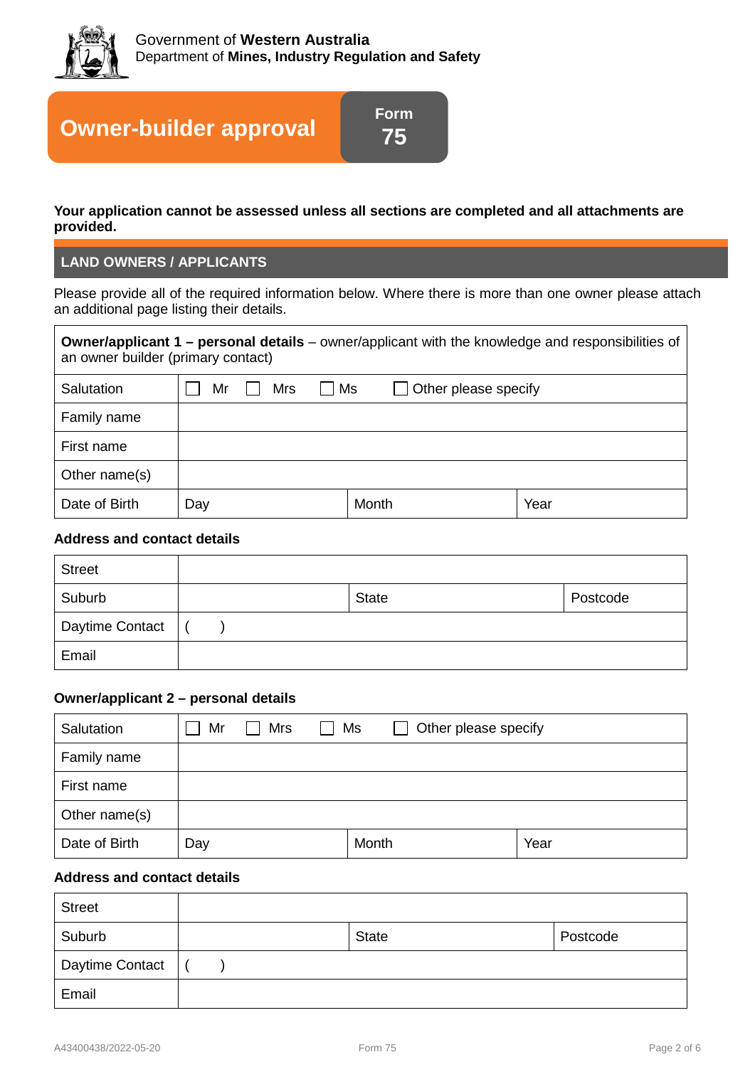Government of **Western Australia**
Department of **Mines, Industry Regulation and Safety**

# Owner-builder approval

**Form 75**

**Your application cannot be assessed unless all sections are completed and all attachments are provided.**

## LAND OWNERS / APPLICANTS

Please provide all of the required information below. Where there is more than one owner please attach an additional page listing their details.

| **Owner/applicant 1 – personal details** – owner/applicant with the knowledge and responsibilities of an owner builder (primary contact) | | | |
|---|---|---|---|
| Salutation | ☐ Mr ☐ Mrs ☐ Ms ☐ Other please specify | | |
| Family name | | | |
| First name | | | |
| Other name(s) | | | |
| Date of Birth | Day | Month | Year |

### Address and contact details

| | | | |
|---|---|---|---|
| Street | | | |
| Suburb | | State | Postcode |
| Daytime Contact | (    ) | | |
| Email | | | |

### Owner/applicant 2 – personal details

| | | | |
|---|---|---|---|
| Salutation | ☐ Mr ☐ Mrs ☐ Ms ☐ Other please specify | | |
| Family name | | | |
| First name | | | |
| Other name(s) | | | |
| Date of Birth | Day | Month | Year |

### Address and contact details

| | | | |
|---|---|---|---|
| Street | | | |
| Suburb | | State | Postcode |
| Daytime Contact | (    ) | | |
| Email | | | |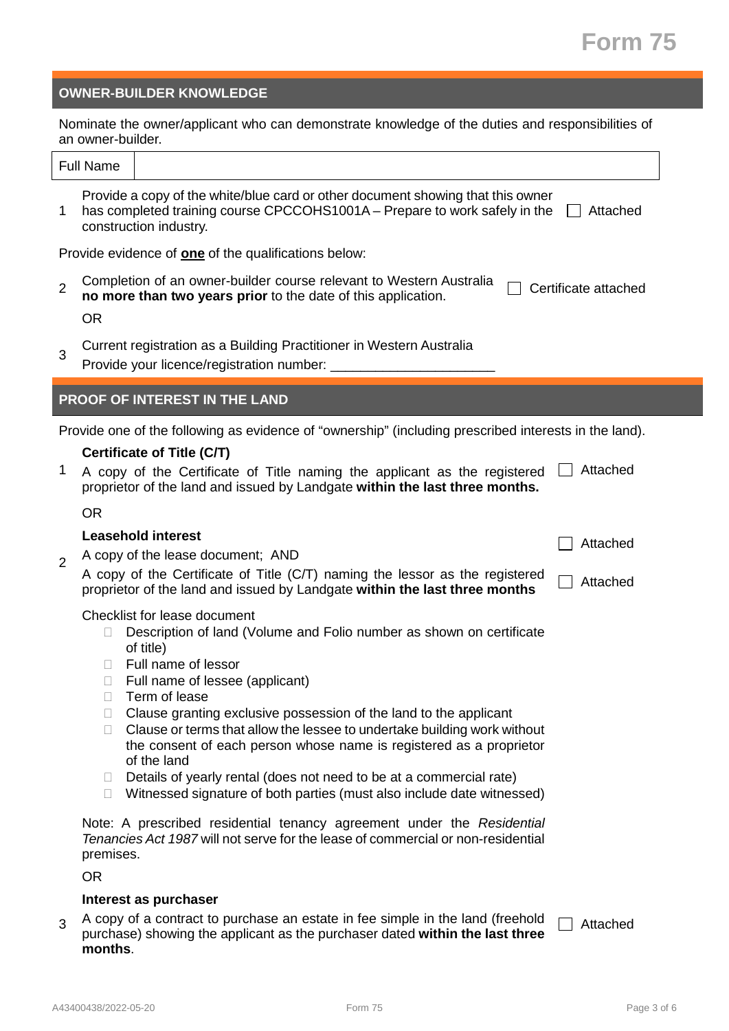# Form 75

## OWNER-BUILDER KNOWLEDGE

Nominate the owner/applicant who can demonstrate knowledge of the duties and responsibilities of an owner-builder.

| Full Name | |
|---|---|

1 Provide a copy of the white/blue card or other document showing that this owner has completed training course CPCCOHS1001A – Prepare to work safely in the construction industry. ☐ Attached

Provide evidence of **one** of the qualifications below:

2 Completion of an owner-builder course relevant to Western Australia **no more than two years prior** to the date of this application. ☐ Certificate attached

OR

3 Current registration as a Building Practitioner in Western Australia
Provide your licence/registration number: ______________________

## PROOF OF INTEREST IN THE LAND

Provide one of the following as evidence of "ownership" (including prescribed interests in the land).

1 **Certificate of Title (C/T)**
A copy of the Certificate of Title naming the applicant as the registered proprietor of the land and issued by Landgate **within the last three months.** ☐ Attached

OR

2 **Leasehold interest**
A copy of the lease document; AND ☐ Attached
A copy of the Certificate of Title (C/T) naming the lessor as the registered proprietor of the land and issued by Landgate **within the last three months** ☐ Attached

Checklist for lease document

- ☐ Description of land (Volume and Folio number as shown on certificate of title)
- ☐ Full name of lessor
- ☐ Full name of lessee (applicant)
- ☐ Term of lease
- ☐ Clause granting exclusive possession of the land to the applicant
- ☐ Clause or terms that allow the lessee to undertake building work without the consent of each person whose name is registered as a proprietor of the land
- ☐ Details of yearly rental (does not need to be at a commercial rate)
- ☐ Witnessed signature of both parties (must also include date witnessed)

Note: A prescribed residential tenancy agreement under the *Residential Tenancies Act 1987* will not serve for the lease of commercial or non-residential premises.

OR

3 **Interest as purchaser**
A copy of a contract to purchase an estate in fee simple in the land (freehold purchase) showing the applicant as the purchaser dated **within the last three months**. ☐ Attached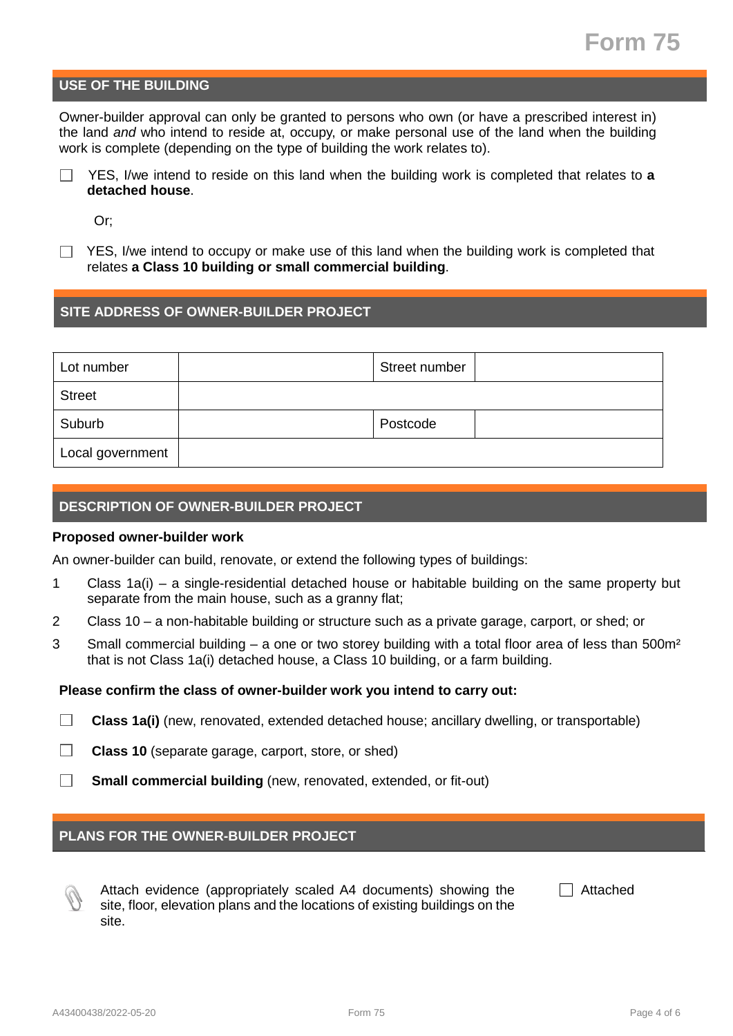Form 75

## USE OF THE BUILDING

Owner-builder approval can only be granted to persons who own (or have a prescribed interest in) the land *and* who intend to reside at, occupy, or make personal use of the land when the building work is complete (depending on the type of building the work relates to).

☐ YES, I/we intend to reside on this land when the building work is completed that relates to **a detached house**.

Or;

☐ YES, I/we intend to occupy or make use of this land when the building work is completed that relates **a Class 10 building or small commercial building**.

## SITE ADDRESS OF OWNER-BUILDER PROJECT

| Lot number | | Street number | |
|---|---|---|---|
| Street | | | |
| Suburb | | Postcode | |
| Local government | | | |

## DESCRIPTION OF OWNER-BUILDER PROJECT

**Proposed owner-builder work**

An owner-builder can build, renovate, or extend the following types of buildings:

1. Class 1a(i) – a single-residential detached house or habitable building on the same property but separate from the main house, such as a granny flat;
2. Class 10 – a non-habitable building or structure such as a private garage, carport, or shed; or
3. Small commercial building – a one or two storey building with a total floor area of less than $500m^2$ that is not Class 1a(i) detached house, a Class 10 building, or a farm building.

**Please confirm the class of owner-builder work you intend to carry out:**

☐ **Class 1a(i)** (new, renovated, extended detached house; ancillary dwelling, or transportable)

☐ **Class 10** (separate garage, carport, store, or shed)

☐ **Small commercial building** (new, renovated, extended, or fit-out)

## PLANS FOR THE OWNER-BUILDER PROJECT

Attach evidence (appropriately scaled A4 documents) showing the site, floor, elevation plans and the locations of existing buildings on the site.

☐ Attached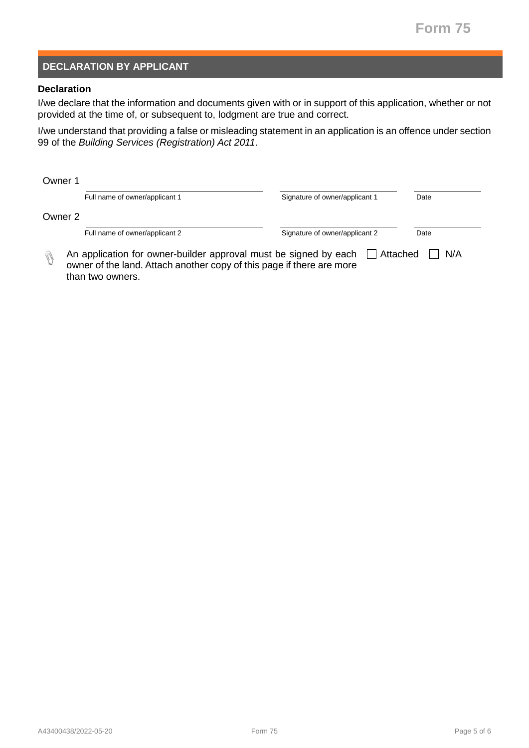# Form 75

## DECLARATION BY APPLICANT

**Declaration**

I/we declare that the information and documents given with or in support of this application, whether or not provided at the time of, or subsequent to, lodgment are true and correct.

I/we understand that providing a false or misleading statement in an application is an offence under section 99 of the *Building Services (Registration) Act 2011*.

Owner 1

| Full name of owner/applicant 1 | Signature of owner/applicant 1 | Date |
|---|---|---|
| | | |

Owner 2

| Full name of owner/applicant 2 | Signature of owner/applicant 2 | Date |
|---|---|---|
| | | |

An application for owner-builder approval must be signed by each owner of the land. Attach another copy of this page if there are more than two owners. ☐ Attached ☐ N/A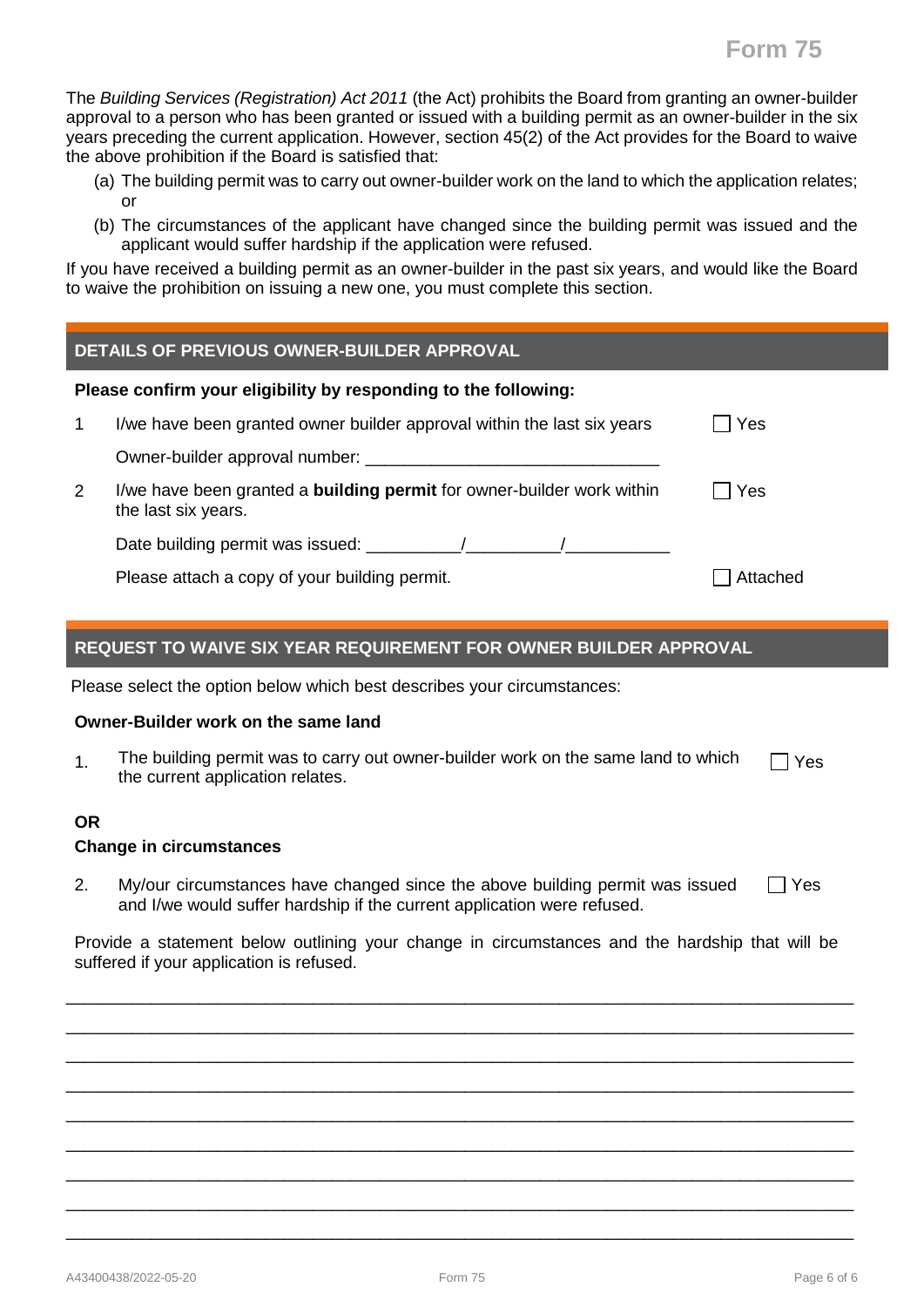The *Building Services (Registration) Act 2011* (the Act) prohibits the Board from granting an owner-builder approval to a person who has been granted or issued with a building permit as an owner-builder in the six years preceding the current application. However, section 45(2) of the Act provides for the Board to waive the above prohibition if the Board is satisfied that:

(a) The building permit was to carry out owner-builder work on the land to which the application relates; or

(b) The circumstances of the applicant have changed since the building permit was issued and the applicant would suffer hardship if the application were refused.

If you have received a building permit as an owner-builder in the past six years, and would like the Board to waive the prohibition on issuing a new one, you must complete this section.

## DETAILS OF PREVIOUS OWNER-BUILDER APPROVAL

**Please confirm your eligibility by responding to the following:**

1 I/we have been granted owner builder approval within the last six years ☐ Yes

Owner-builder approval number: ______________________________

2 I/we have been granted a **building permit** for owner-builder work within the last six years. ☐ Yes

Date building permit was issued: __________/__________/___________

Please attach a copy of your building permit. ☐ Attached

## REQUEST TO WAIVE SIX YEAR REQUIREMENT FOR OWNER BUILDER APPROVAL

Please select the option below which best describes your circumstances:

**Owner-Builder work on the same land**

1. The building permit was to carry out owner-builder work on the same land to which the current application relates. ☐ Yes

**OR**

**Change in circumstances**

2. My/our circumstances have changed since the above building permit was issued and I/we would suffer hardship if the current application were refused. ☐ Yes

Provide a statement below outlining your change in circumstances and the hardship that will be suffered if your application is refused.

_______________________________________________________________________________

_______________________________________________________________________________

_______________________________________________________________________________

_______________________________________________________________________________

_______________________________________________________________________________

_______________________________________________________________________________

_______________________________________________________________________________

_______________________________________________________________________________

_______________________________________________________________________________